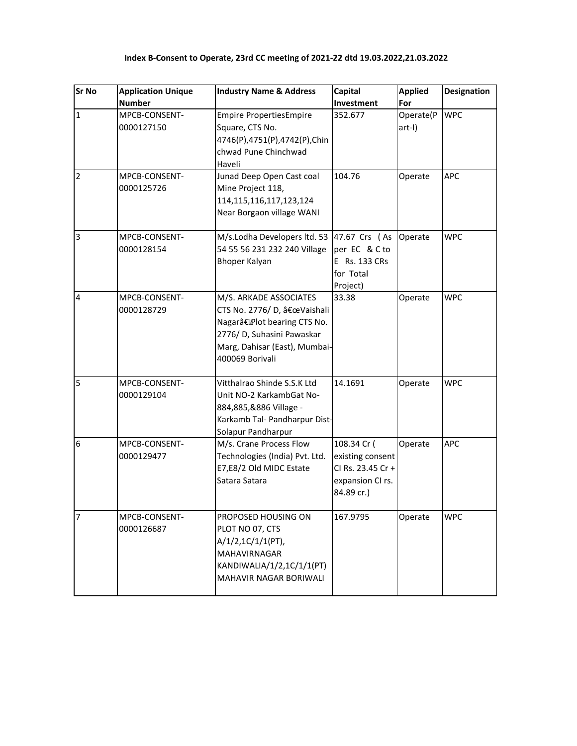**Index B-Consent to Operate, 23rd CC meeting of 2021-22 dtd 19.03.2022,21.03.2022**

| Sr No | Application Unique Number | Industry Name & Address | Capital Investment | Applied For | Designation |
|---|---|---|---|---|---|
| 1 | MPCB-CONSENT-0000127150 | Empire PropertiesEmpire Square, CTS No. 4746(P),4751(P),4742(P),Chinchwad Pune Chinchwad Haveli | 352.677 | Operate(Part-I) | WPC |
| 2 | MPCB-CONSENT-0000125726 | Junad Deep Open Cast coal Mine Project 118, 114,115,116,117,123,124 Near Borgaon village WANI | 104.76 | Operate | APC |
| 3 | MPCB-CONSENT-0000128154 | M/s.Lodha Developers ltd. 53 54 55 56 231 232 240 Village Bhoper Kalyan | 47.67 Crs (As per EC & C to E Rs. 133 CRs for Total Project) | Operate | WPC |
| 4 | MPCB-CONSENT-0000128729 | M/S. ARKADE ASSOCIATES CTS No. 2776/ D, â€œVaishali Nagarâ€Plot bearing CTS No. 2776/ D, Suhasini Pawaskar Marg, Dahisar (East), Mumbai-400069 Borivali | 33.38 | Operate | WPC |
| 5 | MPCB-CONSENT-0000129104 | Vitthalrao Shinde S.S.K Ltd Unit NO-2 KarkambGat No-884,885,&886 Village - Karkamb Tal- Pandharpur Dist-Solapur Pandharpur | 14.1691 | Operate | WPC |
| 6 | MPCB-CONSENT-0000129477 | M/s. Crane Process Flow Technologies (India) Pvt. Ltd. E7,E8/2 Old MIDC Estate Satara Satara | 108.34 Cr ( existing consent CI Rs. 23.45 Cr + expansion CI rs. 84.89 cr.) | Operate | APC |
| 7 | MPCB-CONSENT-0000126687 | PROPOSED HOUSING ON PLOT NO 07, CTS A/1/2,1C/1/1(PT), MAHAVIRNAGAR KANDIWALIA/1/2,1C/1/1(PT) MAHAVIR NAGAR BORIWALI | 167.9795 | Operate | WPC |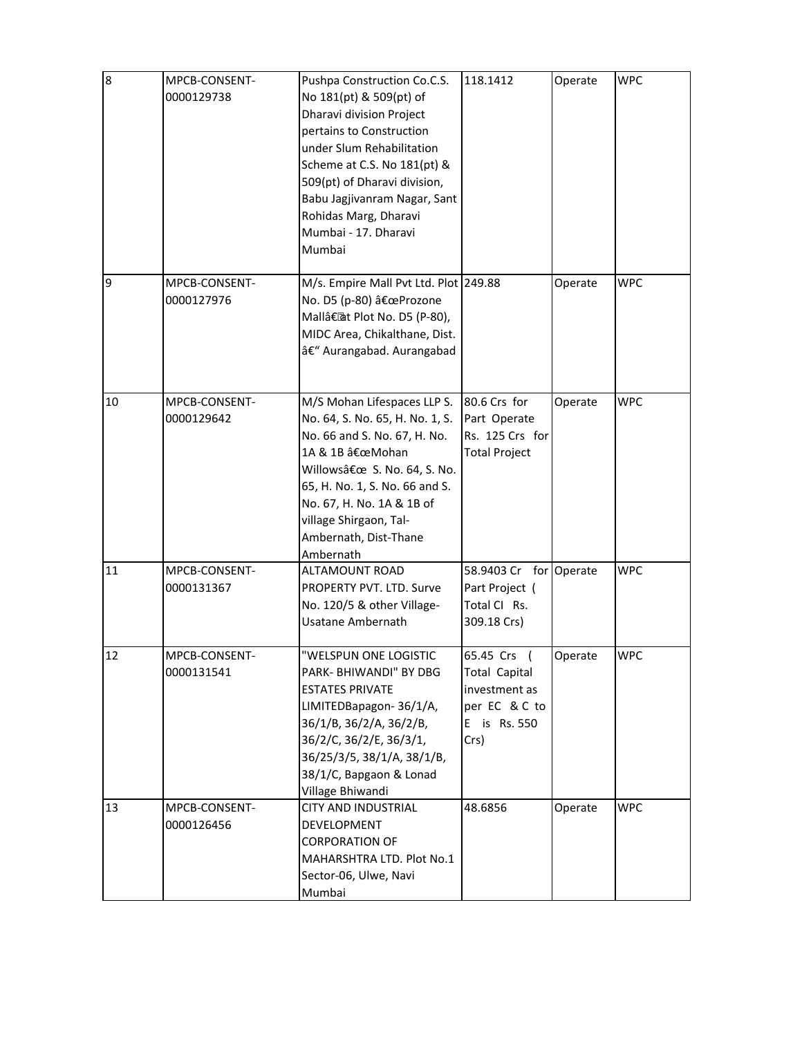| 8 | MPCB-CONSENT-0000129738 | Pushpa Construction Co.C.S. No 181(pt) & 509(pt) of Dharavi division Project pertains to Construction under Slum Rehabilitation Scheme at C.S. No 181(pt) & 509(pt) of Dharavi division, Babu Jagjivanram Nagar, Sant Rohidas Marg, Dharavi Mumbai - 17. Dharavi Mumbai | 118.1412 | Operate | WPC |
|---|---|---|---|---|---|
| 9 | MPCB-CONSENT-0000127976 | M/s. Empire Mall Pvt Ltd. Plot No. D5 (p-80) â€œProzone Mallâ€at Plot No. D5 (P-80), MIDC Area, Chikalthane, Dist. â€“ Aurangabad. Aurangabad | 249.88 | Operate | WPC |
| 10 | MPCB-CONSENT-0000129642 | M/S Mohan Lifespaces LLP S. No. 64, S. No. 65, H. No. 1, S. No. 66 and S. No. 67, H. No. 1A & 1B â€œMohan Willowsâ€œ S. No. 64, S. No. 65, H. No. 1, S. No. 66 and S. No. 67, H. No. 1A & 1B of village Shirgaon, Tal-Ambernath, Dist-Thane Ambernath | 80.6 Crs for Part Operate Rs. 125 Crs for Total Project | Operate | WPC |
| 11 | MPCB-CONSENT-0000131367 | ALTAMOUNT ROAD PROPERTY PVT. LTD. Surve No. 120/5 & other Village-Usatane Ambernath | 58.9403 Cr for Part Project ( Total CI Rs. 309.18 Crs) | Operate | WPC |
| 12 | MPCB-CONSENT-0000131541 | "WELSPUN ONE LOGISTIC PARK- BHIWANDI" BY DBG ESTATES PRIVATE LIMITEDBapagon- 36/1/A, 36/1/B, 36/2/A, 36/2/B, 36/2/C, 36/2/E, 36/3/1, 36/25/3/5, 38/1/A, 38/1/B, 38/1/C, Bapgaon & Lonad Village Bhiwandi | 65.45 Crs ( Total Capital investment as per EC & C to E is Rs. 550 Crs) | Operate | WPC |
| 13 | MPCB-CONSENT-0000126456 | CITY AND INDUSTRIAL DEVELOPMENT CORPORATION OF MAHARSHTRA LTD. Plot No.1 Sector-06, Ulwe, Navi Mumbai | 48.6856 | Operate | WPC |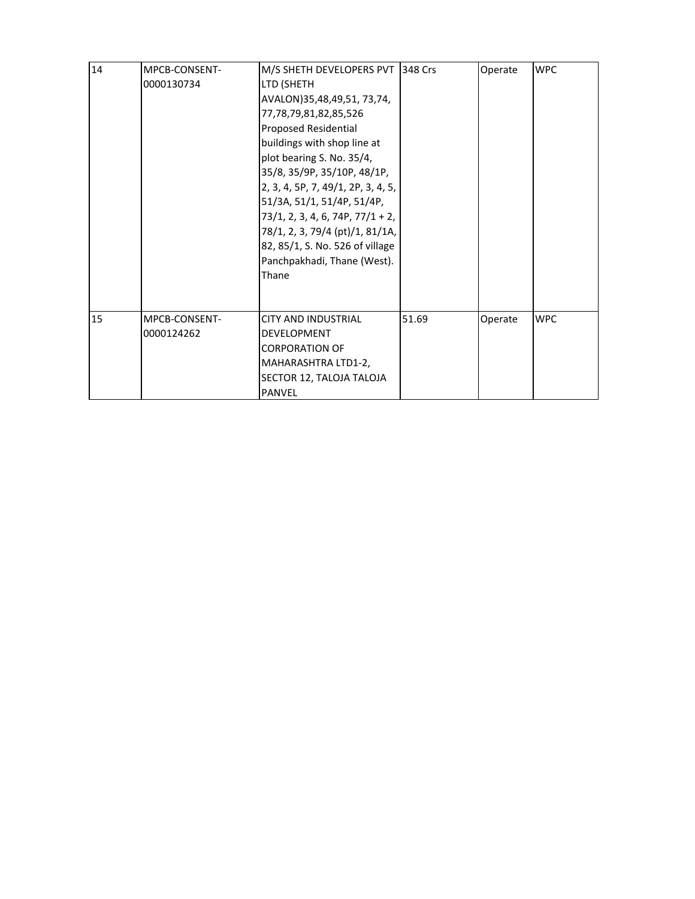| | | | | | |
|---|---|---|---|---|---|
| 14 | MPCB-CONSENT-0000130734 | M/S SHETH DEVELOPERS PVT LTD (SHETH AVALON)35,48,49,51, 73,74, 77,78,79,81,82,85,526 Proposed Residential buildings with shop line at plot bearing S. No. 35/4, 35/8, 35/9P, 35/10P, 48/1P, 2, 3, 4, 5P, 7, 49/1, 2P, 3, 4, 5, 51/3A, 51/1, 51/4P, 51/4P, 73/1, 2, 3, 4, 6, 74P, 77/1 + 2, 78/1, 2, 3, 79/4 (pt)/1, 81/1A, 82, 85/1, S. No. 526 of village Panchpakhadi, Thane (West). Thane | 348 Crs | Operate | WPC |
| 15 | MPCB-CONSENT-0000124262 | CITY AND INDUSTRIAL DEVELOPMENT CORPORATION OF MAHARASHTRA LTD1-2, SECTOR 12, TALOJA TALOJA PANVEL | 51.69 | Operate | WPC |